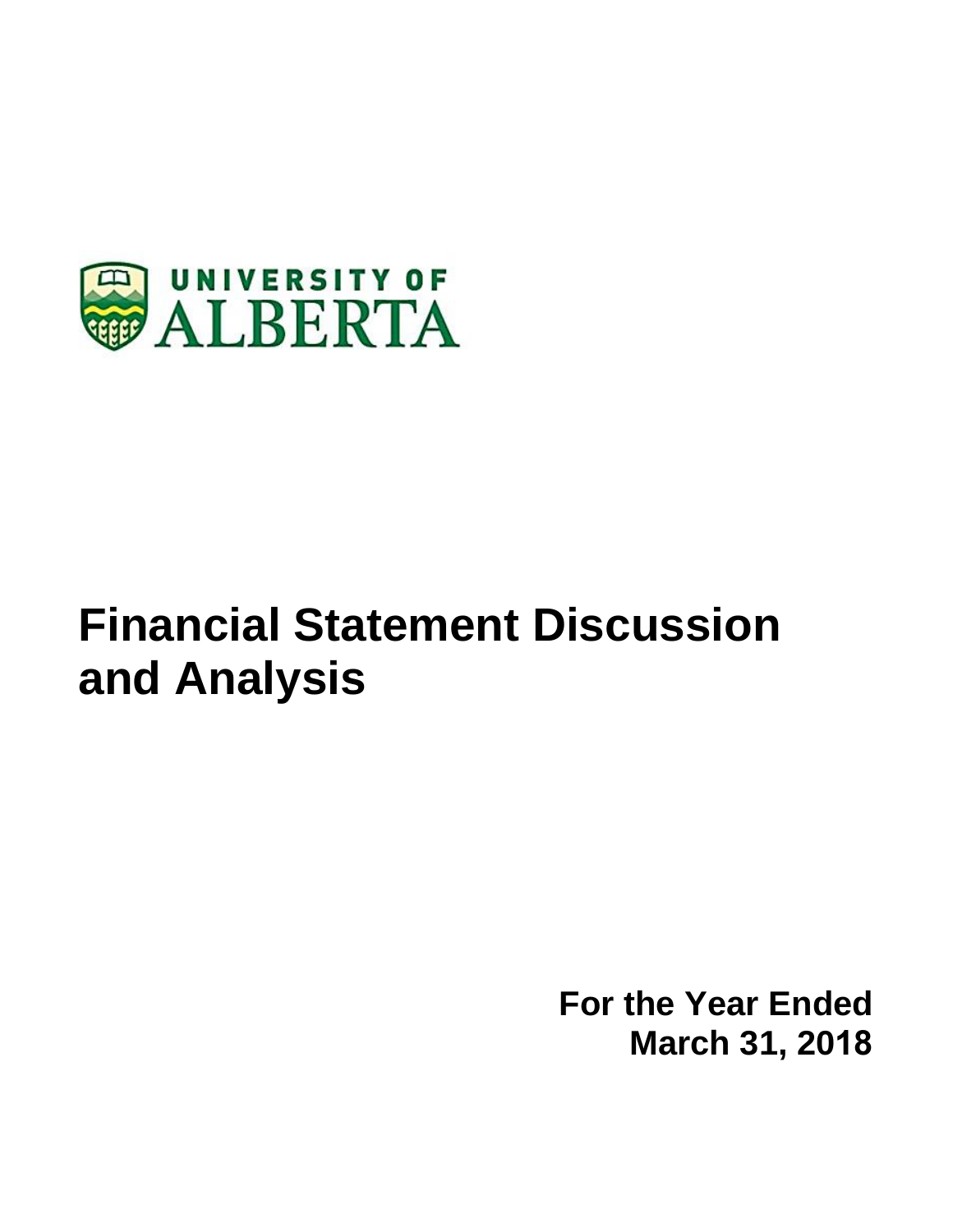UNIVERSITY OF
ALBERTA

# Financial Statement Discussion and Analysis

**For the Year Ended**
**March 31, 2018**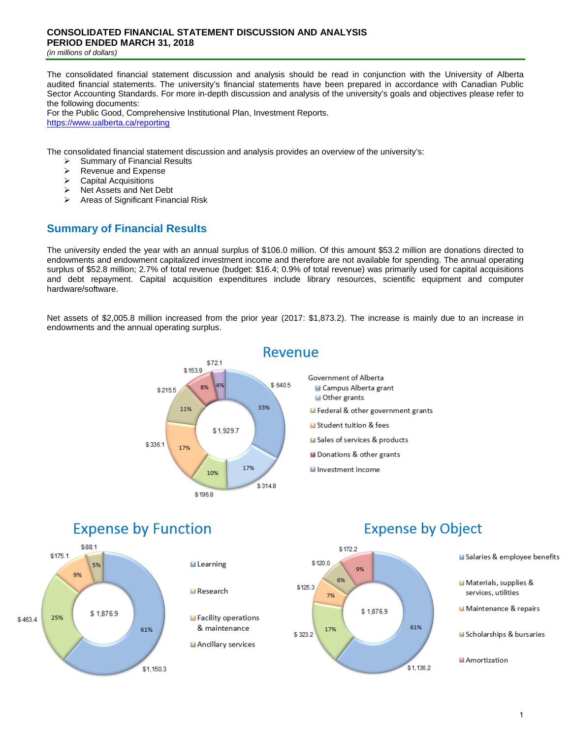**CONSOLIDATED FINANCIAL STATEMENT DISCUSSION AND ANALYSIS**
**PERIOD ENDED MARCH 31, 2018**
*(in millions of dollars)*

The consolidated financial statement discussion and analysis should be read in conjunction with the University of Alberta audited financial statements. The university's financial statements have been prepared in accordance with Canadian Public Sector Accounting Standards. For more in-depth discussion and analysis of the university's goals and objectives please refer to the following documents:
For the Public Good, Comprehensive Institutional Plan, Investment Reports.
https://www.ualberta.ca/reporting

The consolidated financial statement discussion and analysis provides an overview of the university's:

- Summary of Financial Results
- Revenue and Expense
- Capital Acquisitions
- Net Assets and Net Debt
- Areas of Significant Financial Risk

## Summary of Financial Results

The university ended the year with an annual surplus of $106.0 million. Of this amount $53.2 million are donations directed to endowments and endowment capitalized investment income and therefore are not available for spending. The annual operating surplus of $52.8 million; 2.7% of total revenue (budget: $16.4; 0.9% of total revenue) was primarily used for capital acquisitions and debt repayment. Capital acquisition expenditures include library resources, scientific equipment and computer hardware/software.

Net assets of $2,005.8 million increased from the prior year (2017: $1,873.2). The increase is mainly due to an increase in endowments and the annual operating surplus.

Revenue

$1,929.7

$ 640.5
33%
$314.8
17%
$196.8
10%
$336.1
17%
$215.5
11%
$153.9
8%
$72.1
4%

Government of Alberta
Campus Alberta grant
Other grants
Federal & other government grants
Student tuition & fees
Sales of services & products
Donations & other grants
Investment income

Expense by Function

$ 1,876.9

$1,150.3
61%
$463.4
25%
$175.1
9%
$88.1
5%

Learning
Research
Facility operations & maintenance
Ancillary services

Expense by Object

$ 1,876.9

$1,136.2
61%
$323.2
17%
$125.3
7%
$120.0
6%
$172.2
9%

Salaries & employee benefits
Materials, supplies & services, utilities
Maintenance & repairs
Scholarships & bursaries
Amortization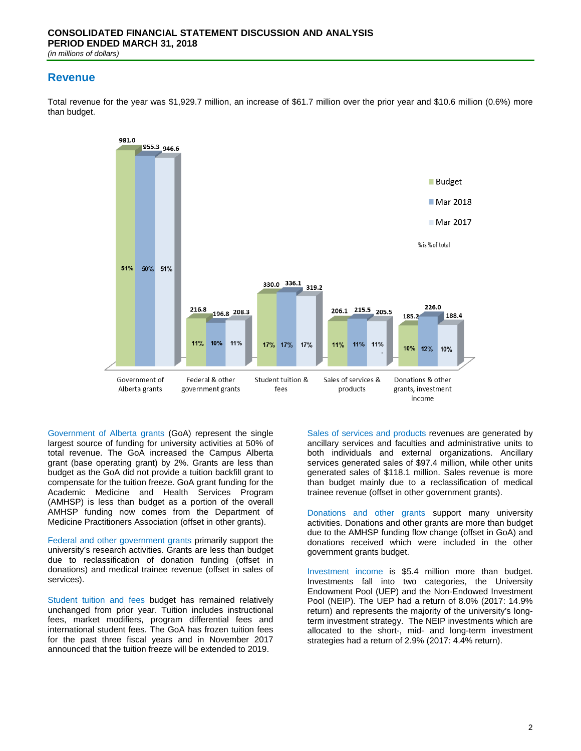## Revenue

Total revenue for the year was $1,929.7 million, an increase of $61.7 million over the prior year and $10.6 million (0.6%) more than budget.

| | Budget | Mar 2018 | Mar 2017 |
|---|---|---|---|
| Government of Alberta grants | 981.0 (51%) | 955.3 (50%) | 946.6 (51%) |
| Federal & other government grants | 216.8 (11%) | 196.8 (10%) | 208.3 (11%) |
| Student tuition & fees | 330.0 (17%) | 336.1 (17%) | 319.2 (17%) |
| Sales of services & products | 206.1 (11%) | 215.5 (11%) | 205.5 (11%) |
| Donations & other grants, investment income | 185.2 (10%) | 226.0 (12%) | 188.4 (10%) |

% is % of total

Government of Alberta grants (GoA) represent the single largest source of funding for university activities at 50% of total revenue. The GoA increased the Campus Alberta grant (base operating grant) by 2%. Grants are less than budget as the GoA did not provide a tuition backfill grant to compensate for the tuition freeze. GoA grant funding for the Academic Medicine and Health Services Program (AMHSP) is less than budget as a portion of the overall AMHSP funding now comes from the Department of Medicine Practitioners Association (offset in other grants).

Federal and other government grants primarily support the university's research activities. Grants are less than budget due to reclassification of donation funding (offset in donations) and medical trainee revenue (offset in sales of services).

Student tuition and fees budget has remained relatively unchanged from prior year. Tuition includes instructional fees, market modifiers, program differential fees and international student fees. The GoA has frozen tuition fees for the past three fiscal years and in November 2017 announced that the tuition freeze will be extended to 2019.

Sales of services and products revenues are generated by ancillary services and faculties and administrative units to both individuals and external organizations. Ancillary services generated sales of $97.4 million, while other units generated sales of $118.1 million. Sales revenue is more than budget mainly due to a reclassification of medical trainee revenue (offset in other government grants).

Donations and other grants support many university activities. Donations and other grants are more than budget due to the AMHSP funding flow change (offset in GoA) and donations received which were included in the other government grants budget.

Investment income is $5.4 million more than budget. Investments fall into two categories, the University Endowment Pool (UEP) and the Non-Endowed Investment Pool (NEIP). The UEP had a return of 8.0% (2017: 14.9% return) and represents the majority of the university's long-term investment strategy. The NEIP investments which are allocated to the short-, mid- and long-term investment strategies had a return of 2.9% (2017: 4.4% return).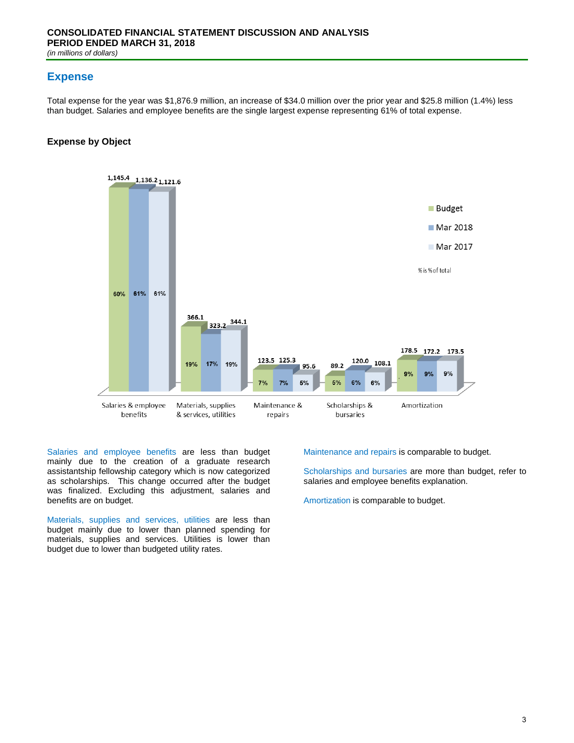## Expense

Total expense for the year was $1,876.9 million, an increase of $34.0 million over the prior year and $25.8 million (1.4%) less than budget. Salaries and employee benefits are the single largest expense representing 61% of total expense.

### Expense by Object

| | Budget | Mar 2018 | Mar 2017 |
|---|---|---|---|
| Salaries & employee benefits | 1,145.4 (60%) | 1,136.2 (61%) | 1,121.6 (61%) |
| Materials, supplies & services, utilities | 366.1 (19%) | 323.2 (17%) | 344.1 (19%) |
| Maintenance & repairs | 123.5 (7%) | 125.3 (7%) | 95.6 (5%) |
| Scholarships & bursaries | 89.2 (5%) | 120.0 (6%) | 108.1 (6%) |
| Amortization | 178.5 (9%) | 172.2 (9%) | 173.5 (9%) |

% is % of total

Salaries and employee benefits are less than budget mainly due to the creation of a graduate research assistantship fellowship category which is now categorized as scholarships. This change occurred after the budget was finalized. Excluding this adjustment, salaries and benefits are on budget.

Materials, supplies and services, utilities are less than budget mainly due to lower than planned spending for materials, supplies and services. Utilities is lower than budget due to lower than budgeted utility rates.

Maintenance and repairs is comparable to budget.

Scholarships and bursaries are more than budget, refer to salaries and employee benefits explanation.

Amortization is comparable to budget.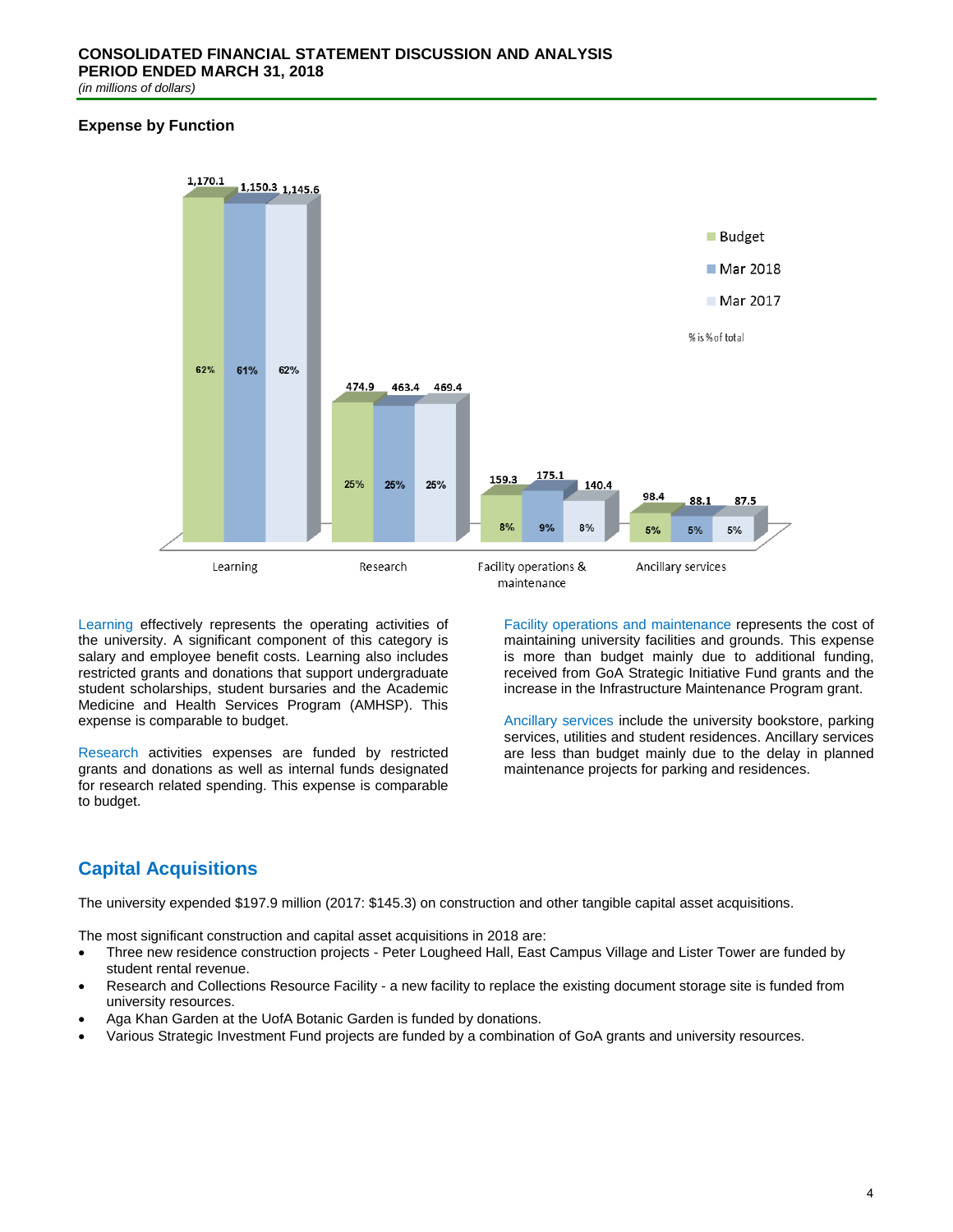# CONSOLIDATED FINANCIAL STATEMENT DISCUSSION AND ANALYSIS
# PERIOD ENDED MARCH 31, 2018

*(in millions of dollars)*

### Expense by Function

| | Budget | Mar 2018 | Mar 2017 |
|---|---|---|---|
| Learning | 1,170.1 (62%) | 1,150.3 (61%) | 1,145.6 (62%) |
| Research | 474.9 (25%) | 463.4 (25%) | 469.4 (25%) |
| Facility operations & maintenance | 159.3 (8%) | 175.1 (9%) | 140.4 (8%) |
| Ancillary services | 98.4 (5%) | 88.1 (5%) | 87.5 (5%) |

% is % of total

Learning effectively represents the operating activities of the university. A significant component of this category is salary and employee benefit costs. Learning also includes restricted grants and donations that support undergraduate student scholarships, student bursaries and the Academic Medicine and Health Services Program (AMHSP). This expense is comparable to budget.

Research activities expenses are funded by restricted grants and donations as well as internal funds designated for research related spending. This expense is comparable to budget.

Facility operations and maintenance represents the cost of maintaining university facilities and grounds. This expense is more than budget mainly due to additional funding, received from GoA Strategic Initiative Fund grants and the increase in the Infrastructure Maintenance Program grant.

Ancillary services include the university bookstore, parking services, utilities and student residences. Ancillary services are less than budget mainly due to the delay in planned maintenance projects for parking and residences.

## Capital Acquisitions

The university expended $197.9 million (2017: $145.3) on construction and other tangible capital asset acquisitions.

The most significant construction and capital asset acquisitions in 2018 are:

- Three new residence construction projects - Peter Lougheed Hall, East Campus Village and Lister Tower are funded by student rental revenue.
- Research and Collections Resource Facility - a new facility to replace the existing document storage site is funded from university resources.
- Aga Khan Garden at the UofA Botanic Garden is funded by donations.
- Various Strategic Investment Fund projects are funded by a combination of GoA grants and university resources.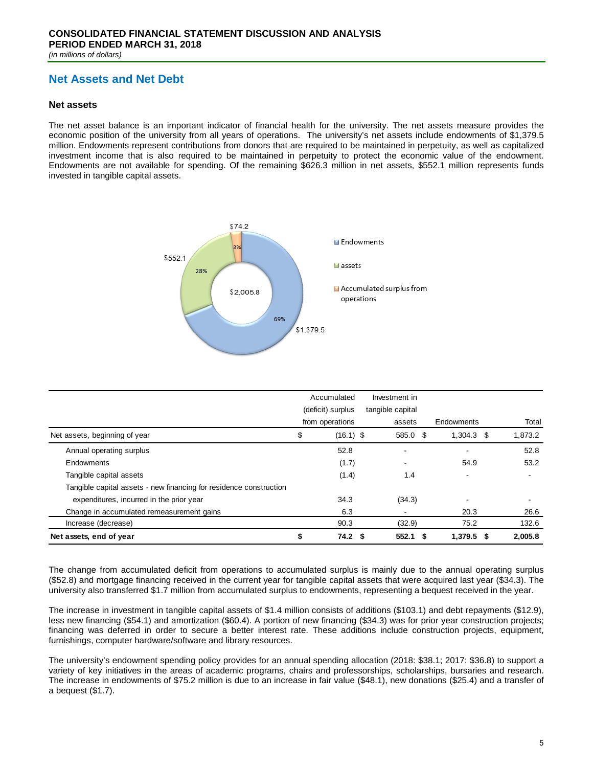**CONSOLIDATED FINANCIAL STATEMENT DISCUSSION AND ANALYSIS**
**PERIOD ENDED MARCH 31, 2018**
*(in millions of dollars)*

## Net Assets and Net Debt

### Net assets

The net asset balance is an important indicator of financial health for the university. The net assets measure provides the economic position of the university from all years of operations. The university's net assets include endowments of $1,379.5 million. Endowments represent contributions from donors that are required to be maintained in perpetuity, as well as capitalized investment income that is also required to be maintained in perpetuity to protect the economic value of the endowment. Endowments are not available for spending. Of the remaining $626.3 million in net assets, $552.1 million represents funds invested in tangible capital assets.

$74.2 — 3%
$552.1 — 28%
$2,005.8
69% — $1,379.5

- Endowments
- assets
- Accumulated surplus from operations

| | Accumulated (deficit) surplus from operations | Investment in tangible capital assets | Endowments | Total |
|---|---|---|---|---|
| Net assets, beginning of year | $ (16.1) | $ 585.0 | $ 1,304.3 | $ 1,873.2 |
| Annual operating surplus | 52.8 | - | - | 52.8 |
| Endowments | (1.7) | - | 54.9 | 53.2 |
| Tangible capital assets | (1.4) | 1.4 | - | - |
| Tangible capital assets - new financing for residence construction expenditures, incurred in the prior year | 34.3 | (34.3) | - | - |
| Change in accumulated remeasurement gains | 6.3 | - | 20.3 | 26.6 |
| Increase (decrease) | 90.3 | (32.9) | 75.2 | 132.6 |
| **Net assets, end of year** | **$ 74.2** | **$ 552.1** | **$ 1,379.5** | **$ 2,005.8** |

The change from accumulated deficit from operations to accumulated surplus is mainly due to the annual operating surplus ($52.8) and mortgage financing received in the current year for tangible capital assets that were acquired last year ($34.3). The university also transferred $1.7 million from accumulated surplus to endowments, representing a bequest received in the year.

The increase in investment in tangible capital assets of $1.4 million consists of additions ($103.1) and debt repayments ($12.9), less new financing ($54.1) and amortization ($60.4). A portion of new financing ($34.3) was for prior year construction projects; financing was deferred in order to secure a better interest rate. These additions include construction projects, equipment, furnishings, computer hardware/software and library resources.

The university's endowment spending policy provides for an annual spending allocation (2018: $38.1; 2017: $36.8) to support a variety of key initiatives in the areas of academic programs, chairs and professorships, scholarships, bursaries and research. The increase in endowments of $75.2 million is due to an increase in fair value ($48.1), new donations ($25.4) and a transfer of a bequest ($1.7).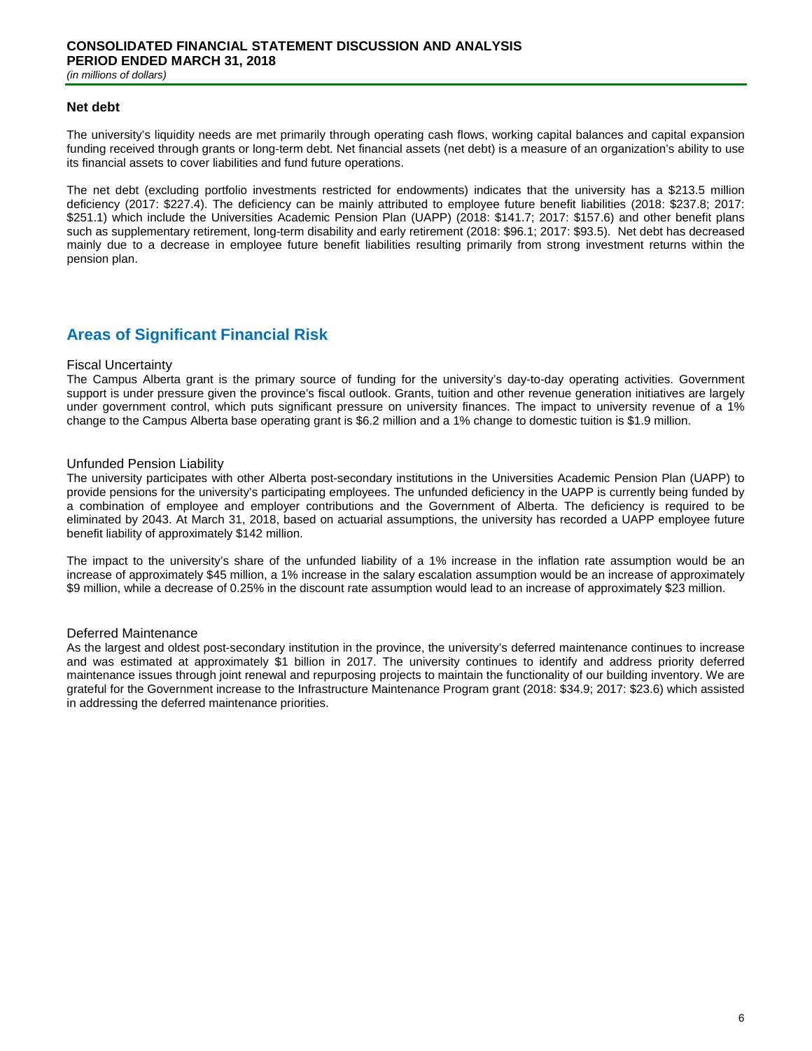## Net debt

The university's liquidity needs are met primarily through operating cash flows, working capital balances and capital expansion funding received through grants or long-term debt. Net financial assets (net debt) is a measure of an organization's ability to use its financial assets to cover liabilities and fund future operations.

The net debt (excluding portfolio investments restricted for endowments) indicates that the university has a $213.5 million deficiency (2017: $227.4). The deficiency can be mainly attributed to employee future benefit liabilities (2018: $237.8; 2017: $251.1) which include the Universities Academic Pension Plan (UAPP) (2018: $141.7; 2017: $157.6) and other benefit plans such as supplementary retirement, long-term disability and early retirement (2018: $96.1; 2017: $93.5). Net debt has decreased mainly due to a decrease in employee future benefit liabilities resulting primarily from strong investment returns within the pension plan.

# Areas of Significant Financial Risk

### Fiscal Uncertainty

The Campus Alberta grant is the primary source of funding for the university's day-to-day operating activities. Government support is under pressure given the province's fiscal outlook. Grants, tuition and other revenue generation initiatives are largely under government control, which puts significant pressure on university finances. The impact to university revenue of a 1% change to the Campus Alberta base operating grant is $6.2 million and a 1% change to domestic tuition is $1.9 million.

### Unfunded Pension Liability

The university participates with other Alberta post-secondary institutions in the Universities Academic Pension Plan (UAPP) to provide pensions for the university's participating employees. The unfunded deficiency in the UAPP is currently being funded by a combination of employee and employer contributions and the Government of Alberta. The deficiency is required to be eliminated by 2043. At March 31, 2018, based on actuarial assumptions, the university has recorded a UAPP employee future benefit liability of approximately $142 million.

The impact to the university's share of the unfunded liability of a 1% increase in the inflation rate assumption would be an increase of approximately $45 million, a 1% increase in the salary escalation assumption would be an increase of approximately $9 million, while a decrease of 0.25% in the discount rate assumption would lead to an increase of approximately $23 million.

### Deferred Maintenance

As the largest and oldest post-secondary institution in the province, the university's deferred maintenance continues to increase and was estimated at approximately $1 billion in 2017. The university continues to identify and address priority deferred maintenance issues through joint renewal and repurposing projects to maintain the functionality of our building inventory. We are grateful for the Government increase to the Infrastructure Maintenance Program grant (2018: $34.9; 2017: $23.6) which assisted in addressing the deferred maintenance priorities.